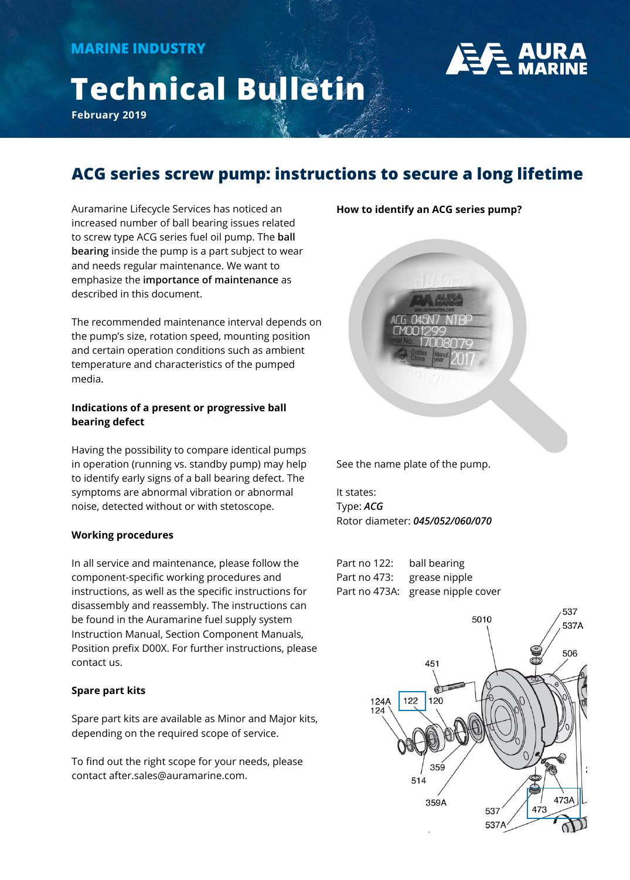MARINE INDUSTRY

# Technical Bulletin

**February 2019**

## ACG series screw pump: instructions to secure a long lifetime

Auramarine Lifecycle Services has noticed an increased number of ball bearing issues related to screw type ACG series fuel oil pump. The **ball bearing** inside the pump is a part subject to wear and needs regular maintenance. We want to emphasize the **importance of maintenance** as described in this document.

The recommended maintenance interval depends on the pump's size, rotation speed, mounting position and certain operation conditions such as ambient temperature and characteristics of the pumped media.

### Indications of a present or progressive ball bearing defect

Having the possibility to compare identical pumps in operation (running vs. standby pump) may help to identify early signs of a ball bearing defect. The symptoms are abnormal vibration or abnormal noise, detected without or with stetoscope.

### Working procedures

In all service and maintenance, please follow the component-specific working procedures and instructions, as well as the specific instructions for disassembly and reassembly. The instructions can be found in the Auramarine fuel supply system Instruction Manual, Section Component Manuals, Position prefix D00X. For further instructions, please contact us.

### Spare part kits

Spare part kits are available as Minor and Major kits, depending on the required scope of service.

To find out the right scope for your needs, please contact after.sales@auramarine.com.

### How to identify an ACG series pump?

See the name plate of the pump.

It states:
Type: ***ACG***
Rotor diameter: ***045/052/060/070***

Part no 122: ball bearing
Part no 473: grease nipple
Part no 473A: grease nipple cover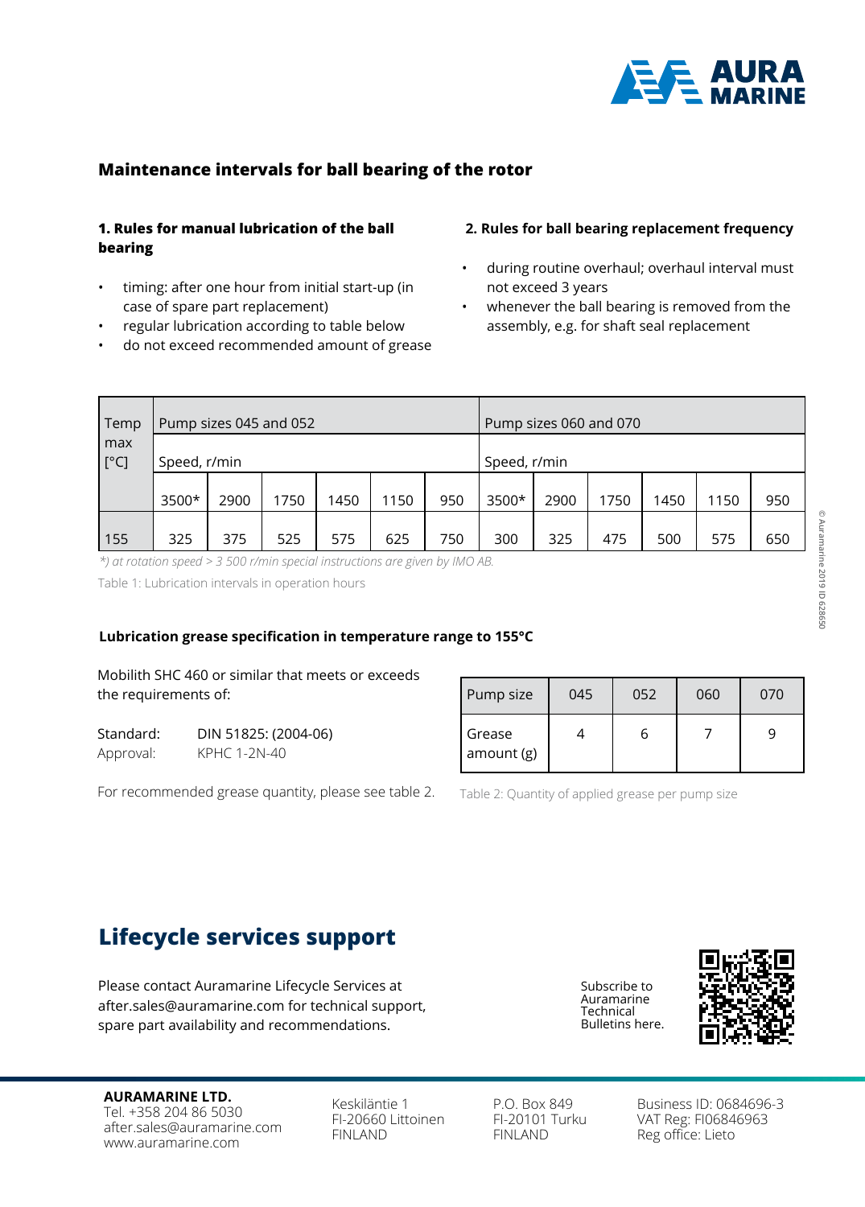## Maintenance intervals for ball bearing of the rotor

### 1. Rules for manual lubrication of the ball bearing

- timing: after one hour from initial start-up (in case of spare part replacement)
- regular lubrication according to table below
- do not exceed recommended amount of grease

### 2. Rules for ball bearing replacement frequency

- during routine overhaul; overhaul interval must not exceed 3 years
- whenever the ball bearing is removed from the assembly, e.g. for shaft seal replacement

| Temp max [°C] | Pump sizes 045 and 052 | | | | | | Pump sizes 060 and 070 | | | | | |
|---|---|---|---|---|---|---|---|---|---|---|---|---|
| | Speed, r/min | | | | | | Speed, r/min | | | | | |
| | 3500* | 2900 | 1750 | 1450 | 1150 | 950 | 3500* | 2900 | 1750 | 1450 | 1150 | 950 |
| 155 | 325 | 375 | 525 | 575 | 625 | 750 | 300 | 325 | 475 | 500 | 575 | 650 |

*\*) at rotation speed > 3 500 r/min special instructions are given by IMO AB.*

Table 1: Lubrication intervals in operation hours

### Lubrication grease specification in temperature range to 155°C

Mobilith SHC 460 or similar that meets or exceeds the requirements of:

Standard: DIN 51825: (2004-06)
Approval: KPHC 1-2N-40

For recommended grease quantity, please see table 2.

| Pump size | 045 | 052 | 060 | 070 |
|---|---|---|---|---|
| Grease amount (g) | 4 | 6 | 7 | 9 |

Table 2: Quantity of applied grease per pump size

## Lifecycle services support

Please contact Auramarine Lifecycle Services at after.sales@auramarine.com for technical support, spare part availability and recommendations.

Subscribe to Auramarine Technical Bulletins here.

**AURAMARINE LTD.**
Tel. +358 204 86 5030
after.sales@auramarine.com
www.auramarine.com

Keskiläntie 1
FI-20660 Littoinen
FINLAND

P.O. Box 849
FI-20101 Turku
FINLAND

Business ID: 0684696-3
VAT Reg: FI06846963
Reg office: Lieto

© Auramarine 2019 ID 62865